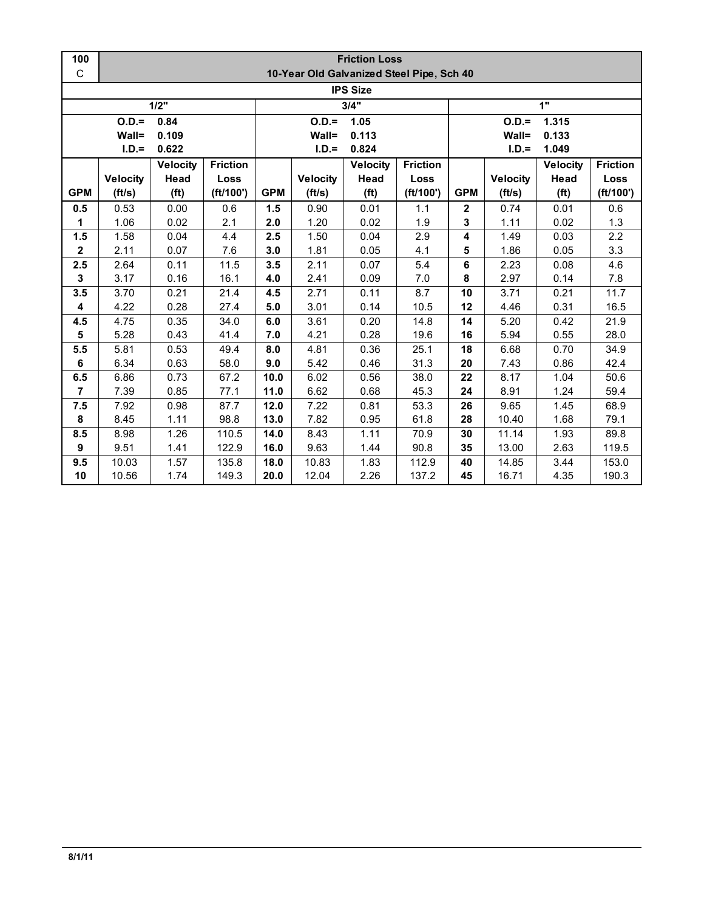| 100 C | Friction Loss<br>10-Year Old Galvanized Steel Pipe, Sch 40 | | | | | | | | | | |
|---|---|---|---|---|---|---|---|---|---|---|---|
| IPS Size | | | | | | | | | | | |
| 1/2" | | | | 3/4" | | | | 1" | | | |
| O.D.= 0.84<br>Wall= 0.109<br>I.D.= 0.622 | | | | O.D.= 1.05<br>Wall= 0.113<br>I.D.= 0.824 | | | | O.D.= 1.315<br>Wall= 0.133<br>I.D.= 1.049 | | | |
| **GPM** | **Velocity (ft/s)** | **Velocity Head (ft)** | **Friction Loss (ft/100')** | **GPM** | **Velocity (ft/s)** | **Velocity Head (ft)** | **Friction Loss (ft/100')** | **GPM** | **Velocity (ft/s)** | **Velocity Head (ft)** | **Friction Loss (ft/100')** |
| **0.5** | 0.53 | 0.00 | 0.6 | **1.5** | 0.90 | 0.01 | 1.1 | **2** | 0.74 | 0.01 | 0.6 |
| **1** | 1.06 | 0.02 | 2.1 | **2.0** | 1.20 | 0.02 | 1.9 | **3** | 1.11 | 0.02 | 1.3 |
| **1.5** | 1.58 | 0.04 | 4.4 | **2.5** | 1.50 | 0.04 | 2.9 | **4** | 1.49 | 0.03 | 2.2 |
| **2** | 2.11 | 0.07 | 7.6 | **3.0** | 1.81 | 0.05 | 4.1 | **5** | 1.86 | 0.05 | 3.3 |
| **2.5** | 2.64 | 0.11 | 11.5 | **3.5** | 2.11 | 0.07 | 5.4 | **6** | 2.23 | 0.08 | 4.6 |
| **3** | 3.17 | 0.16 | 16.1 | **4.0** | 2.41 | 0.09 | 7.0 | **8** | 2.97 | 0.14 | 7.8 |
| **3.5** | 3.70 | 0.21 | 21.4 | **4.5** | 2.71 | 0.11 | 8.7 | **10** | 3.71 | 0.21 | 11.7 |
| **4** | 4.22 | 0.28 | 27.4 | **5.0** | 3.01 | 0.14 | 10.5 | **12** | 4.46 | 0.31 | 16.5 |
| **4.5** | 4.75 | 0.35 | 34.0 | **6.0** | 3.61 | 0.20 | 14.8 | **14** | 5.20 | 0.42 | 21.9 |
| **5** | 5.28 | 0.43 | 41.4 | **7.0** | 4.21 | 0.28 | 19.6 | **16** | 5.94 | 0.55 | 28.0 |
| **5.5** | 5.81 | 0.53 | 49.4 | **8.0** | 4.81 | 0.36 | 25.1 | **18** | 6.68 | 0.70 | 34.9 |
| **6** | 6.34 | 0.63 | 58.0 | **9.0** | 5.42 | 0.46 | 31.3 | **20** | 7.43 | 0.86 | 42.4 |
| **6.5** | 6.86 | 0.73 | 67.2 | **10.0** | 6.02 | 0.56 | 38.0 | **22** | 8.17 | 1.04 | 50.6 |
| **7** | 7.39 | 0.85 | 77.1 | **11.0** | 6.62 | 0.68 | 45.3 | **24** | 8.91 | 1.24 | 59.4 |
| **7.5** | 7.92 | 0.98 | 87.7 | **12.0** | 7.22 | 0.81 | 53.3 | **26** | 9.65 | 1.45 | 68.9 |
| **8** | 8.45 | 1.11 | 98.8 | **13.0** | 7.82 | 0.95 | 61.8 | **28** | 10.40 | 1.68 | 79.1 |
| **8.5** | 8.98 | 1.26 | 110.5 | **14.0** | 8.43 | 1.11 | 70.9 | **30** | 11.14 | 1.93 | 89.8 |
| **9** | 9.51 | 1.41 | 122.9 | **16.0** | 9.63 | 1.44 | 90.8 | **35** | 13.00 | 2.63 | 119.5 |
| **9.5** | 10.03 | 1.57 | 135.8 | **18.0** | 10.83 | 1.83 | 112.9 | **40** | 14.85 | 3.44 | 153.0 |
| **10** | 10.56 | 1.74 | 149.3 | **20.0** | 12.04 | 2.26 | 137.2 | **45** | 16.71 | 4.35 | 190.3 |

8/1/11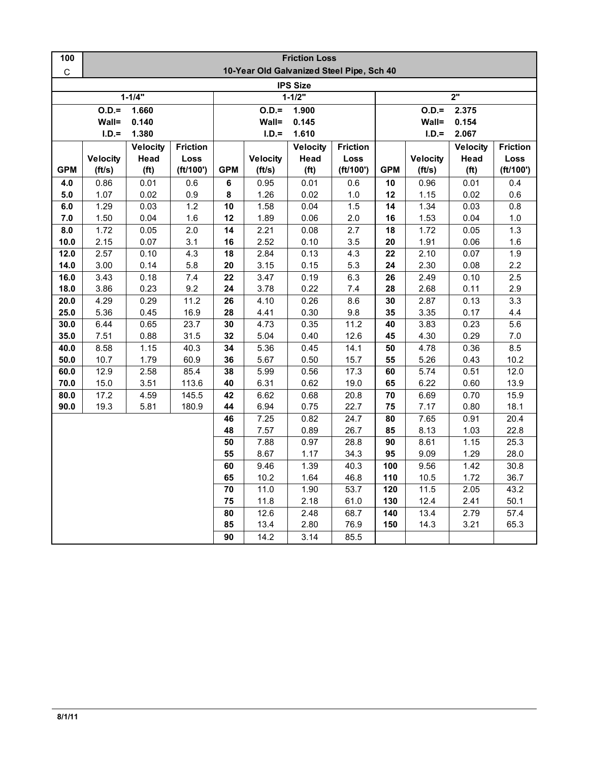| 100 C | Friction Loss 10-Year Old Galvanized Steel Pipe, Sch 40 | | | | | | | | | | |
|---|---|---|---|---|---|---|---|---|---|---|---|
| IPS Size | | | | | | | | | | | |
| 1-1/4" | | | | 1-1/2" | | | | 2" | | | |
| O.D.= 1.660 Wall= 0.140 I.D.= 1.380 | | | | O.D.= 1.900 Wall= 0.145 I.D.= 1.610 | | | | O.D.= 2.375 Wall= 0.154 I.D.= 2.067 | | | |
| **GPM** | **Velocity (ft/s)** | **Velocity Head (ft)** | **Friction Loss (ft/100')** | **GPM** | **Velocity (ft/s)** | **Velocity Head (ft)** | **Friction Loss (ft/100')** | **GPM** | **Velocity (ft/s)** | **Velocity Head (ft)** | **Friction Loss (ft/100')** |
| **4.0** | 0.86 | 0.01 | 0.6 | **6** | 0.95 | 0.01 | 0.6 | **10** | 0.96 | 0.01 | 0.4 |
| **5.0** | 1.07 | 0.02 | 0.9 | **8** | 1.26 | 0.02 | 1.0 | **12** | 1.15 | 0.02 | 0.6 |
| **6.0** | 1.29 | 0.03 | 1.2 | **10** | 1.58 | 0.04 | 1.5 | **14** | 1.34 | 0.03 | 0.8 |
| **7.0** | 1.50 | 0.04 | 1.6 | **12** | 1.89 | 0.06 | 2.0 | **16** | 1.53 | 0.04 | 1.0 |
| **8.0** | 1.72 | 0.05 | 2.0 | **14** | 2.21 | 0.08 | 2.7 | **18** | 1.72 | 0.05 | 1.3 |
| **10.0** | 2.15 | 0.07 | 3.1 | **16** | 2.52 | 0.10 | 3.5 | **20** | 1.91 | 0.06 | 1.6 |
| **12.0** | 2.57 | 0.10 | 4.3 | **18** | 2.84 | 0.13 | 4.3 | **22** | 2.10 | 0.07 | 1.9 |
| **14.0** | 3.00 | 0.14 | 5.8 | **20** | 3.15 | 0.15 | 5.3 | **24** | 2.30 | 0.08 | 2.2 |
| **16.0** | 3.43 | 0.18 | 7.4 | **22** | 3.47 | 0.19 | 6.3 | **26** | 2.49 | 0.10 | 2.5 |
| **18.0** | 3.86 | 0.23 | 9.2 | **24** | 3.78 | 0.22 | 7.4 | **28** | 2.68 | 0.11 | 2.9 |
| **20.0** | 4.29 | 0.29 | 11.2 | **26** | 4.10 | 0.26 | 8.6 | **30** | 2.87 | 0.13 | 3.3 |
| **25.0** | 5.36 | 0.45 | 16.9 | **28** | 4.41 | 0.30 | 9.8 | **35** | 3.35 | 0.17 | 4.4 |
| **30.0** | 6.44 | 0.65 | 23.7 | **30** | 4.73 | 0.35 | 11.2 | **40** | 3.83 | 0.23 | 5.6 |
| **35.0** | 7.51 | 0.88 | 31.5 | **32** | 5.04 | 0.40 | 12.6 | **45** | 4.30 | 0.29 | 7.0 |
| **40.0** | 8.58 | 1.15 | 40.3 | **34** | 5.36 | 0.45 | 14.1 | **50** | 4.78 | 0.36 | 8.5 |
| **50.0** | 10.7 | 1.79 | 60.9 | **36** | 5.67 | 0.50 | 15.7 | **55** | 5.26 | 0.43 | 10.2 |
| **60.0** | 12.9 | 2.58 | 85.4 | **38** | 5.99 | 0.56 | 17.3 | **60** | 5.74 | 0.51 | 12.0 |
| **70.0** | 15.0 | 3.51 | 113.6 | **40** | 6.31 | 0.62 | 19.0 | **65** | 6.22 | 0.60 | 13.9 |
| **80.0** | 17.2 | 4.59 | 145.5 | **42** | 6.62 | 0.68 | 20.8 | **70** | 6.69 | 0.70 | 15.9 |
| **90.0** | 19.3 | 5.81 | 180.9 | **44** | 6.94 | 0.75 | 22.7 | **75** | 7.17 | 0.80 | 18.1 |
| | | | | **46** | 7.25 | 0.82 | 24.7 | **80** | 7.65 | 0.91 | 20.4 |
| | | | | **48** | 7.57 | 0.89 | 26.7 | **85** | 8.13 | 1.03 | 22.8 |
| | | | | **50** | 7.88 | 0.97 | 28.8 | **90** | 8.61 | 1.15 | 25.3 |
| | | | | **55** | 8.67 | 1.17 | 34.3 | **95** | 9.09 | 1.29 | 28.0 |
| | | | | **60** | 9.46 | 1.39 | 40.3 | **100** | 9.56 | 1.42 | 30.8 |
| | | | | **65** | 10.2 | 1.64 | 46.8 | **110** | 10.5 | 1.72 | 36.7 |
| | | | | **70** | 11.0 | 1.90 | 53.7 | **120** | 11.5 | 2.05 | 43.2 |
| | | | | **75** | 11.8 | 2.18 | 61.0 | **130** | 12.4 | 2.41 | 50.1 |
| | | | | **80** | 12.6 | 2.48 | 68.7 | **140** | 13.4 | 2.79 | 57.4 |
| | | | | **85** | 13.4 | 2.80 | 76.9 | **150** | 14.3 | 3.21 | 65.3 |
| | | | | **90** | 14.2 | 3.14 | 85.5 | | | | |

8/1/11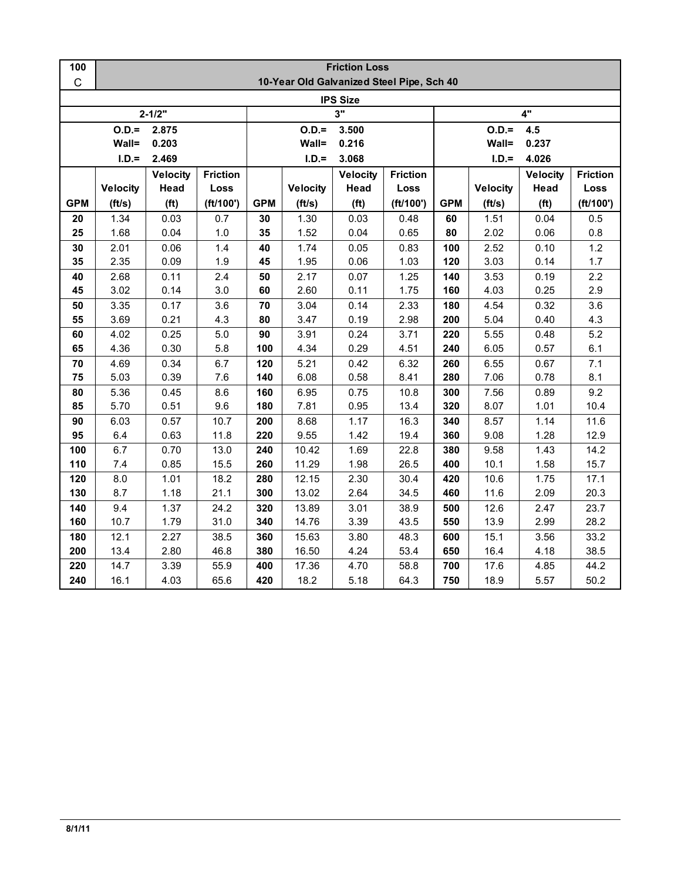| 100 C | Friction Loss 10-Year Old Galvanized Steel Pipe, Sch 40 | | | | | | | | | | |
|---|---|---|---|---|---|---|---|---|---|---|---|
| IPS Size | | | | | | | | | | | |
| 2-1/2" | | | | 3" | | | | 4" | | | |
| | O.D.= 2.875 | | | | O.D.= 3.500 | | | | O.D.= 4.5 | | |
| | Wall= 0.203 | | | | Wall= 0.216 | | | | Wall= 0.237 | | |
| | I.D.= 2.469 | | | | I.D.= 3.068 | | | | I.D.= 4.026 | | |
| **GPM** | **Velocity (ft/s)** | **Velocity Head (ft)** | **Friction Loss (ft/100')** | **GPM** | **Velocity (ft/s)** | **Velocity Head (ft)** | **Friction Loss (ft/100')** | **GPM** | **Velocity (ft/s)** | **Velocity Head (ft)** | **Friction Loss (ft/100')** |
| **20** | 1.34 | 0.03 | 0.7 | **30** | 1.30 | 0.03 | 0.48 | **60** | 1.51 | 0.04 | 0.5 |
| **25** | 1.68 | 0.04 | 1.0 | **35** | 1.52 | 0.04 | 0.65 | **80** | 2.02 | 0.06 | 0.8 |
| **30** | 2.01 | 0.06 | 1.4 | **40** | 1.74 | 0.05 | 0.83 | **100** | 2.52 | 0.10 | 1.2 |
| **35** | 2.35 | 0.09 | 1.9 | **45** | 1.95 | 0.06 | 1.03 | **120** | 3.03 | 0.14 | 1.7 |
| **40** | 2.68 | 0.11 | 2.4 | **50** | 2.17 | 0.07 | 1.25 | **140** | 3.53 | 0.19 | 2.2 |
| **45** | 3.02 | 0.14 | 3.0 | **60** | 2.60 | 0.11 | 1.75 | **160** | 4.03 | 0.25 | 2.9 |
| **50** | 3.35 | 0.17 | 3.6 | **70** | 3.04 | 0.14 | 2.33 | **180** | 4.54 | 0.32 | 3.6 |
| **55** | 3.69 | 0.21 | 4.3 | **80** | 3.47 | 0.19 | 2.98 | **200** | 5.04 | 0.40 | 4.3 |
| **60** | 4.02 | 0.25 | 5.0 | **90** | 3.91 | 0.24 | 3.71 | **220** | 5.55 | 0.48 | 5.2 |
| **65** | 4.36 | 0.30 | 5.8 | **100** | 4.34 | 0.29 | 4.51 | **240** | 6.05 | 0.57 | 6.1 |
| **70** | 4.69 | 0.34 | 6.7 | **120** | 5.21 | 0.42 | 6.32 | **260** | 6.55 | 0.67 | 7.1 |
| **75** | 5.03 | 0.39 | 7.6 | **140** | 6.08 | 0.58 | 8.41 | **280** | 7.06 | 0.78 | 8.1 |
| **80** | 5.36 | 0.45 | 8.6 | **160** | 6.95 | 0.75 | 10.8 | **300** | 7.56 | 0.89 | 9.2 |
| **85** | 5.70 | 0.51 | 9.6 | **180** | 7.81 | 0.95 | 13.4 | **320** | 8.07 | 1.01 | 10.4 |
| **90** | 6.03 | 0.57 | 10.7 | **200** | 8.68 | 1.17 | 16.3 | **340** | 8.57 | 1.14 | 11.6 |
| **95** | 6.4 | 0.63 | 11.8 | **220** | 9.55 | 1.42 | 19.4 | **360** | 9.08 | 1.28 | 12.9 |
| **100** | 6.7 | 0.70 | 13.0 | **240** | 10.42 | 1.69 | 22.8 | **380** | 9.58 | 1.43 | 14.2 |
| **110** | 7.4 | 0.85 | 15.5 | **260** | 11.29 | 1.98 | 26.5 | **400** | 10.1 | 1.58 | 15.7 |
| **120** | 8.0 | 1.01 | 18.2 | **280** | 12.15 | 2.30 | 30.4 | **420** | 10.6 | 1.75 | 17.1 |
| **130** | 8.7 | 1.18 | 21.1 | **300** | 13.02 | 2.64 | 34.5 | **460** | 11.6 | 2.09 | 20.3 |
| **140** | 9.4 | 1.37 | 24.2 | **320** | 13.89 | 3.01 | 38.9 | **500** | 12.6 | 2.47 | 23.7 |
| **160** | 10.7 | 1.79 | 31.0 | **340** | 14.76 | 3.39 | 43.5 | **550** | 13.9 | 2.99 | 28.2 |
| **180** | 12.1 | 2.27 | 38.5 | **360** | 15.63 | 3.80 | 48.3 | **600** | 15.1 | 3.56 | 33.2 |
| **200** | 13.4 | 2.80 | 46.8 | **380** | 16.50 | 4.24 | 53.4 | **650** | 16.4 | 4.18 | 38.5 |
| **220** | 14.7 | 3.39 | 55.9 | **400** | 17.36 | 4.70 | 58.8 | **700** | 17.6 | 4.85 | 44.2 |
| **240** | 16.1 | 4.03 | 65.6 | **420** | 18.2 | 5.18 | 64.3 | **750** | 18.9 | 5.57 | 50.2 |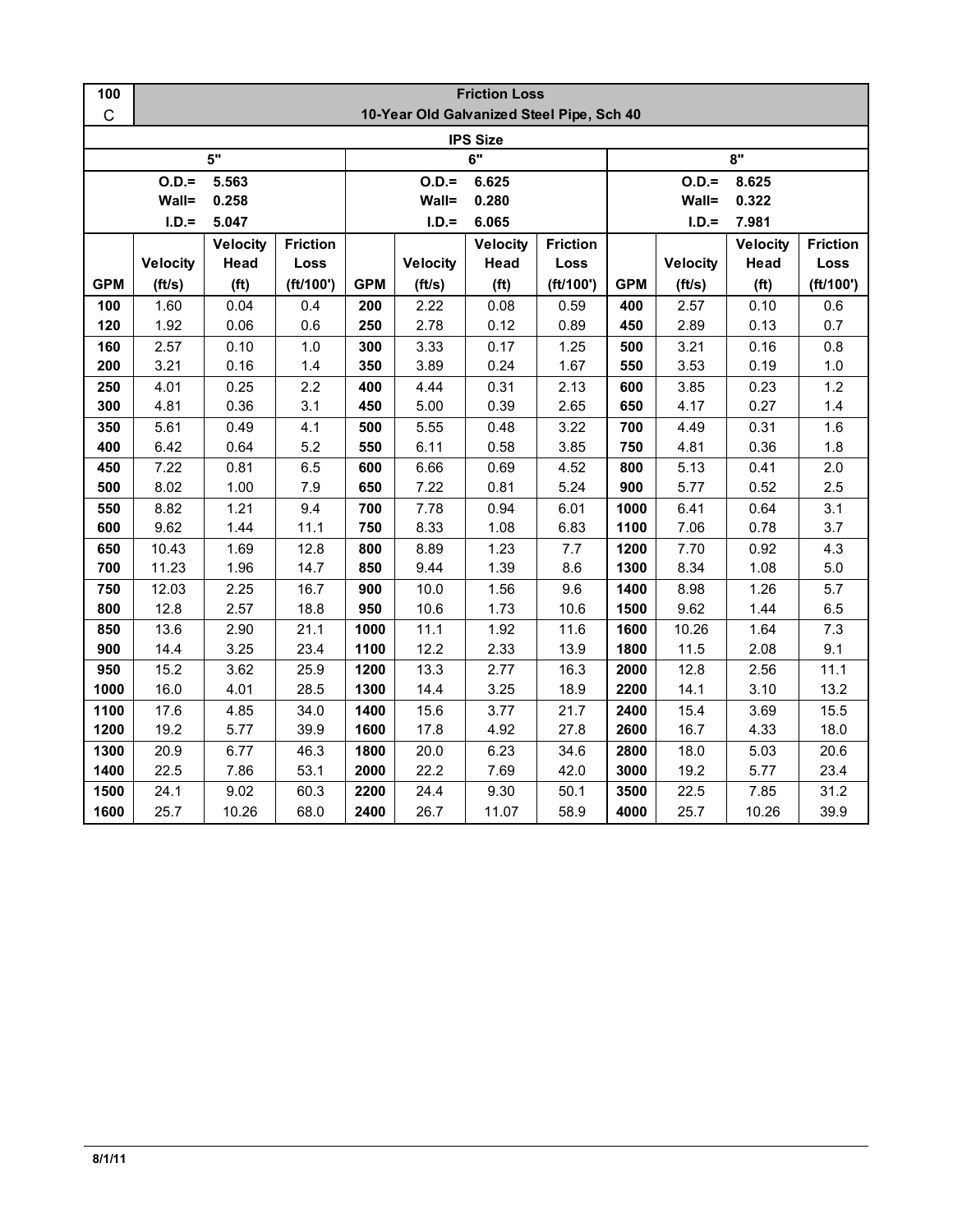| 100 C | Friction Loss 10-Year Old Galvanized Steel Pipe, Sch 40 | | | | | | | | | | |
|---|---|---|---|---|---|---|---|---|---|---|---|
| IPS Size | | | | | | | | | | | |
| 5" | | | | 6" | | | | 8" | | | |
| O.D.= 5.563 | | | | O.D.= 6.625 | | | | O.D.= 8.625 | | | |
| Wall= 0.258 | | | | Wall= 0.280 | | | | Wall= 0.322 | | | |
| I.D.= 5.047 | | | | I.D.= 6.065 | | | | I.D.= 7.981 | | | |
| **GPM** | **Velocity (ft/s)** | **Velocity Head (ft)** | **Friction Loss (ft/100')** | **GPM** | **Velocity (ft/s)** | **Velocity Head (ft)** | **Friction Loss (ft/100')** | **GPM** | **Velocity (ft/s)** | **Velocity Head (ft)** | **Friction Loss (ft/100')** |
| **100** | 1.60 | 0.04 | 0.4 | **200** | 2.22 | 0.08 | 0.59 | **400** | 2.57 | 0.10 | 0.6 |
| **120** | 1.92 | 0.06 | 0.6 | **250** | 2.78 | 0.12 | 0.89 | **450** | 2.89 | 0.13 | 0.7 |
| **160** | 2.57 | 0.10 | 1.0 | **300** | 3.33 | 0.17 | 1.25 | **500** | 3.21 | 0.16 | 0.8 |
| **200** | 3.21 | 0.16 | 1.4 | **350** | 3.89 | 0.24 | 1.67 | **550** | 3.53 | 0.19 | 1.0 |
| **250** | 4.01 | 0.25 | 2.2 | **400** | 4.44 | 0.31 | 2.13 | **600** | 3.85 | 0.23 | 1.2 |
| **300** | 4.81 | 0.36 | 3.1 | **450** | 5.00 | 0.39 | 2.65 | **650** | 4.17 | 0.27 | 1.4 |
| **350** | 5.61 | 0.49 | 4.1 | **500** | 5.55 | 0.48 | 3.22 | **700** | 4.49 | 0.31 | 1.6 |
| **400** | 6.42 | 0.64 | 5.2 | **550** | 6.11 | 0.58 | 3.85 | **750** | 4.81 | 0.36 | 1.8 |
| **450** | 7.22 | 0.81 | 6.5 | **600** | 6.66 | 0.69 | 4.52 | **800** | 5.13 | 0.41 | 2.0 |
| **500** | 8.02 | 1.00 | 7.9 | **650** | 7.22 | 0.81 | 5.24 | **900** | 5.77 | 0.52 | 2.5 |
| **550** | 8.82 | 1.21 | 9.4 | **700** | 7.78 | 0.94 | 6.01 | **1000** | 6.41 | 0.64 | 3.1 |
| **600** | 9.62 | 1.44 | 11.1 | **750** | 8.33 | 1.08 | 6.83 | **1100** | 7.06 | 0.78 | 3.7 |
| **650** | 10.43 | 1.69 | 12.8 | **800** | 8.89 | 1.23 | 7.7 | **1200** | 7.70 | 0.92 | 4.3 |
| **700** | 11.23 | 1.96 | 14.7 | **850** | 9.44 | 1.39 | 8.6 | **1300** | 8.34 | 1.08 | 5.0 |
| **750** | 12.03 | 2.25 | 16.7 | **900** | 10.0 | 1.56 | 9.6 | **1400** | 8.98 | 1.26 | 5.7 |
| **800** | 12.8 | 2.57 | 18.8 | **950** | 10.6 | 1.73 | 10.6 | **1500** | 9.62 | 1.44 | 6.5 |
| **850** | 13.6 | 2.90 | 21.1 | **1000** | 11.1 | 1.92 | 11.6 | **1600** | 10.26 | 1.64 | 7.3 |
| **900** | 14.4 | 3.25 | 23.4 | **1100** | 12.2 | 2.33 | 13.9 | **1800** | 11.5 | 2.08 | 9.1 |
| **950** | 15.2 | 3.62 | 25.9 | **1200** | 13.3 | 2.77 | 16.3 | **2000** | 12.8 | 2.56 | 11.1 |
| **1000** | 16.0 | 4.01 | 28.5 | **1300** | 14.4 | 3.25 | 18.9 | **2200** | 14.1 | 3.10 | 13.2 |
| **1100** | 17.6 | 4.85 | 34.0 | **1400** | 15.6 | 3.77 | 21.7 | **2400** | 15.4 | 3.69 | 15.5 |
| **1200** | 19.2 | 5.77 | 39.9 | **1600** | 17.8 | 4.92 | 27.8 | **2600** | 16.7 | 4.33 | 18.0 |
| **1300** | 20.9 | 6.77 | 46.3 | **1800** | 20.0 | 6.23 | 34.6 | **2800** | 18.0 | 5.03 | 20.6 |
| **1400** | 22.5 | 7.86 | 53.1 | **2000** | 22.2 | 7.69 | 42.0 | **3000** | 19.2 | 5.77 | 23.4 |
| **1500** | 24.1 | 9.02 | 60.3 | **2200** | 24.4 | 9.30 | 50.1 | **3500** | 22.5 | 7.85 | 31.2 |
| **1600** | 25.7 | 10.26 | 68.0 | **2400** | 26.7 | 11.07 | 58.9 | **4000** | 25.7 | 10.26 | 39.9 |

8/1/11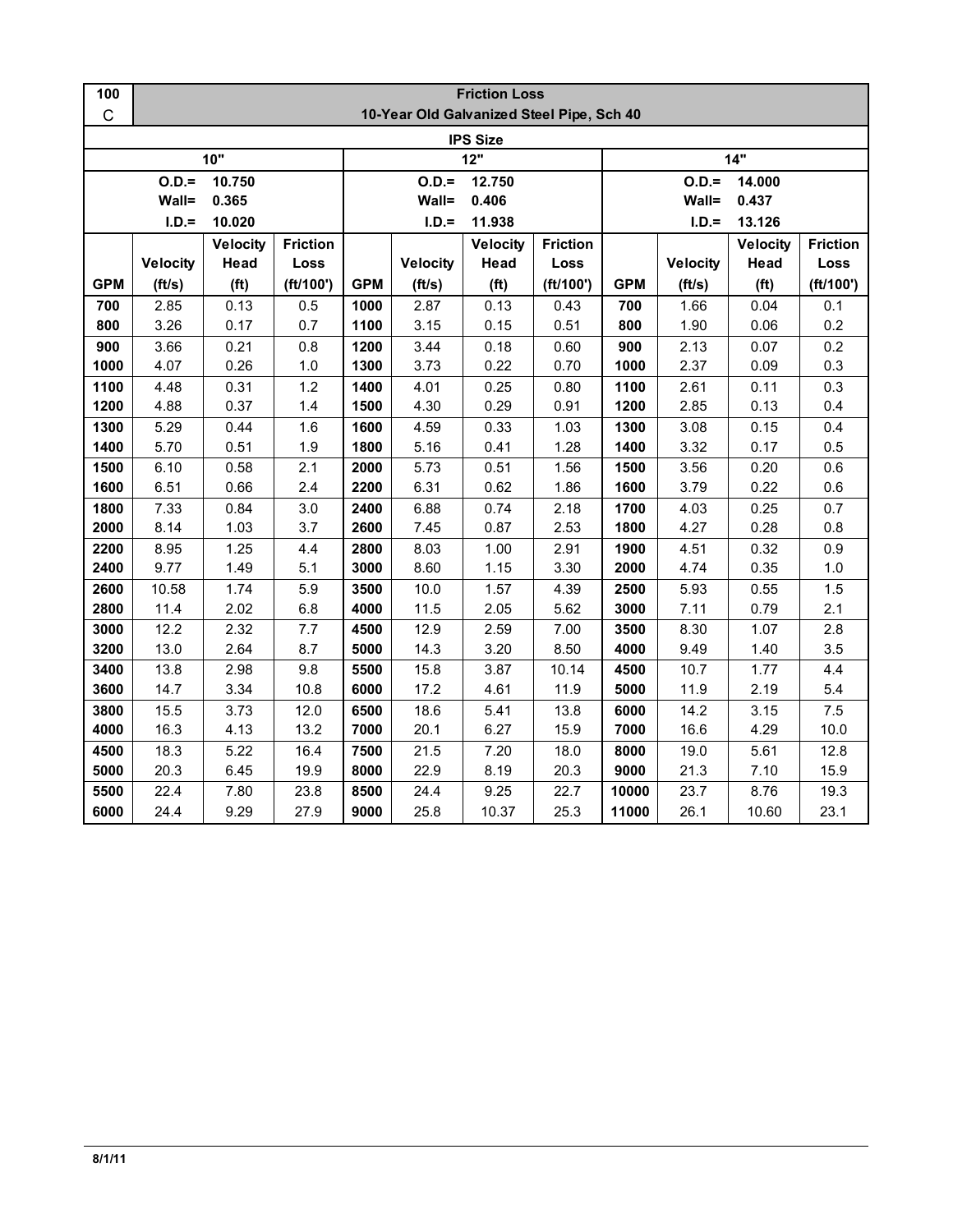| 100 C | | | | | | | | | | | |
|---|---|---|---|---|---|---|---|---|---|---|---|
| **Friction Loss** | | | | | | | | | | | |
| **10-Year Old Galvanized Steel Pipe, Sch 40** | | | | | | | | | | | |
| **IPS Size** | | | | | | | | | | | |
| **10"** | | | | **12"** | | | | **14"** | | | |
| **O.D.=** | **10.750** | | | **O.D.=** | **12.750** | | | **O.D.=** | **14.000** | | |
| **Wall=** | **0.365** | | | **Wall=** | **0.406** | | | **Wall=** | **0.437** | | |
| **I.D.=** | **10.020** | | | **I.D.=** | **11.938** | | | **I.D.=** | **13.126** | | |
| **GPM** | **Velocity (ft/s)** | **Velocity Head (ft)** | **Friction Loss (ft/100')** | **GPM** | **Velocity (ft/s)** | **Velocity Head (ft)** | **Friction Loss (ft/100')** | **GPM** | **Velocity (ft/s)** | **Velocity Head (ft)** | **Friction Loss (ft/100')** |
| **700** | 2.85 | 0.13 | 0.5 | **1000** | 2.87 | 0.13 | 0.43 | **700** | 1.66 | 0.04 | 0.1 |
| **800** | 3.26 | 0.17 | 0.7 | **1100** | 3.15 | 0.15 | 0.51 | **800** | 1.90 | 0.06 | 0.2 |
| **900** | 3.66 | 0.21 | 0.8 | **1200** | 3.44 | 0.18 | 0.60 | **900** | 2.13 | 0.07 | 0.2 |
| **1000** | 4.07 | 0.26 | 1.0 | **1300** | 3.73 | 0.22 | 0.70 | **1000** | 2.37 | 0.09 | 0.3 |
| **1100** | 4.48 | 0.31 | 1.2 | **1400** | 4.01 | 0.25 | 0.80 | **1100** | 2.61 | 0.11 | 0.3 |
| **1200** | 4.88 | 0.37 | 1.4 | **1500** | 4.30 | 0.29 | 0.91 | **1200** | 2.85 | 0.13 | 0.4 |
| **1300** | 5.29 | 0.44 | 1.6 | **1600** | 4.59 | 0.33 | 1.03 | **1300** | 3.08 | 0.15 | 0.4 |
| **1400** | 5.70 | 0.51 | 1.9 | **1800** | 5.16 | 0.41 | 1.28 | **1400** | 3.32 | 0.17 | 0.5 |
| **1500** | 6.10 | 0.58 | 2.1 | **2000** | 5.73 | 0.51 | 1.56 | **1500** | 3.56 | 0.20 | 0.6 |
| **1600** | 6.51 | 0.66 | 2.4 | **2200** | 6.31 | 0.62 | 1.86 | **1600** | 3.79 | 0.22 | 0.6 |
| **1800** | 7.33 | 0.84 | 3.0 | **2400** | 6.88 | 0.74 | 2.18 | **1700** | 4.03 | 0.25 | 0.7 |
| **2000** | 8.14 | 1.03 | 3.7 | **2600** | 7.45 | 0.87 | 2.53 | **1800** | 4.27 | 0.28 | 0.8 |
| **2200** | 8.95 | 1.25 | 4.4 | **2800** | 8.03 | 1.00 | 2.91 | **1900** | 4.51 | 0.32 | 0.9 |
| **2400** | 9.77 | 1.49 | 5.1 | **3000** | 8.60 | 1.15 | 3.30 | **2000** | 4.74 | 0.35 | 1.0 |
| **2600** | 10.58 | 1.74 | 5.9 | **3500** | 10.0 | 1.57 | 4.39 | **2500** | 5.93 | 0.55 | 1.5 |
| **2800** | 11.4 | 2.02 | 6.8 | **4000** | 11.5 | 2.05 | 5.62 | **3000** | 7.11 | 0.79 | 2.1 |
| **3000** | 12.2 | 2.32 | 7.7 | **4500** | 12.9 | 2.59 | 7.00 | **3500** | 8.30 | 1.07 | 2.8 |
| **3200** | 13.0 | 2.64 | 8.7 | **5000** | 14.3 | 3.20 | 8.50 | **4000** | 9.49 | 1.40 | 3.5 |
| **3400** | 13.8 | 2.98 | 9.8 | **5500** | 15.8 | 3.87 | 10.14 | **4500** | 10.7 | 1.77 | 4.4 |
| **3600** | 14.7 | 3.34 | 10.8 | **6000** | 17.2 | 4.61 | 11.9 | **5000** | 11.9 | 2.19 | 5.4 |
| **3800** | 15.5 | 3.73 | 12.0 | **6500** | 18.6 | 5.41 | 13.8 | **6000** | 14.2 | 3.15 | 7.5 |
| **4000** | 16.3 | 4.13 | 13.2 | **7000** | 20.1 | 6.27 | 15.9 | **7000** | 16.6 | 4.29 | 10.0 |
| **4500** | 18.3 | 5.22 | 16.4 | **7500** | 21.5 | 7.20 | 18.0 | **8000** | 19.0 | 5.61 | 12.8 |
| **5000** | 20.3 | 6.45 | 19.9 | **8000** | 22.9 | 8.19 | 20.3 | **9000** | 21.3 | 7.10 | 15.9 |
| **5500** | 22.4 | 7.80 | 23.8 | **8500** | 24.4 | 9.25 | 22.7 | **10000** | 23.7 | 8.76 | 19.3 |
| **6000** | 24.4 | 9.29 | 27.9 | **9000** | 25.8 | 10.37 | 25.3 | **11000** | 26.1 | 10.60 | 23.1 |

8/1/11